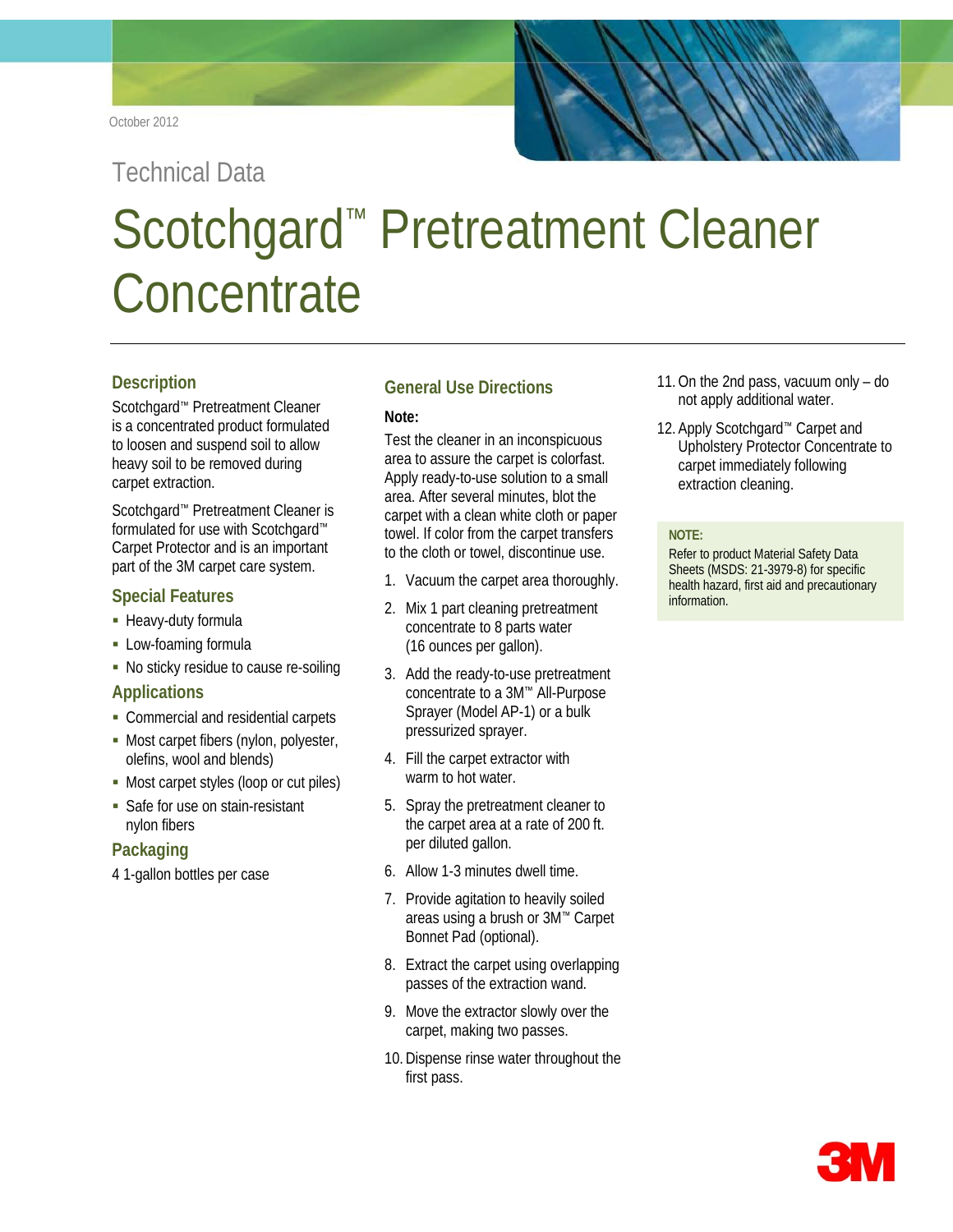October 2012

Technical Data

# Scotchgard™ Pretreatment Cleaner Concentrate

## Description

Scotchgard™ Pretreatment Cleaner is a concentrated product formulated to loosen and suspend soil to allow heavy soil to be removed during carpet extraction.

Scotchgard™ Pretreatment Cleaner is formulated for use with Scotchgard™ Carpet Protector and is an important part of the 3M carpet care system.

## Special Features

- Heavy-duty formula
- Low-foaming formula
- No sticky residue to cause re-soiling

## Applications

- Commercial and residential carpets
- Most carpet fibers (nylon, polyester, olefins, wool and blends)
- Most carpet styles (loop or cut piles)
- Safe for use on stain-resistant nylon fibers

## Packaging

4 1-gallon bottles per case

## General Use Directions

**Note:**

Test the cleaner in an inconspicuous area to assure the carpet is colorfast. Apply ready-to-use solution to a small area. After several minutes, blot the carpet with a clean white cloth or paper towel. If color from the carpet transfers to the cloth or towel, discontinue use.

1. Vacuum the carpet area thoroughly.
2. Mix 1 part cleaning pretreatment concentrate to 8 parts water (16 ounces per gallon).
3. Add the ready-to-use pretreatment concentrate to a 3M™ All-Purpose Sprayer (Model AP-1) or a bulk pressurized sprayer.
4. Fill the carpet extractor with warm to hot water.
5. Spray the pretreatment cleaner to the carpet area at a rate of 200 ft. per diluted gallon.
6. Allow 1-3 minutes dwell time.
7. Provide agitation to heavily soiled areas using a brush or 3M™ Carpet Bonnet Pad (optional).
8. Extract the carpet using overlapping passes of the extraction wand.
9. Move the extractor slowly over the carpet, making two passes.
10. Dispense rinse water throughout the first pass.
11. On the 2nd pass, vacuum only – do not apply additional water.
12. Apply Scotchgard™ Carpet and Upholstery Protector Concentrate to carpet immediately following extraction cleaning.

**NOTE:**

Refer to product Material Safety Data Sheets (MSDS: 21-3979-8) for specific health hazard, first aid and precautionary information.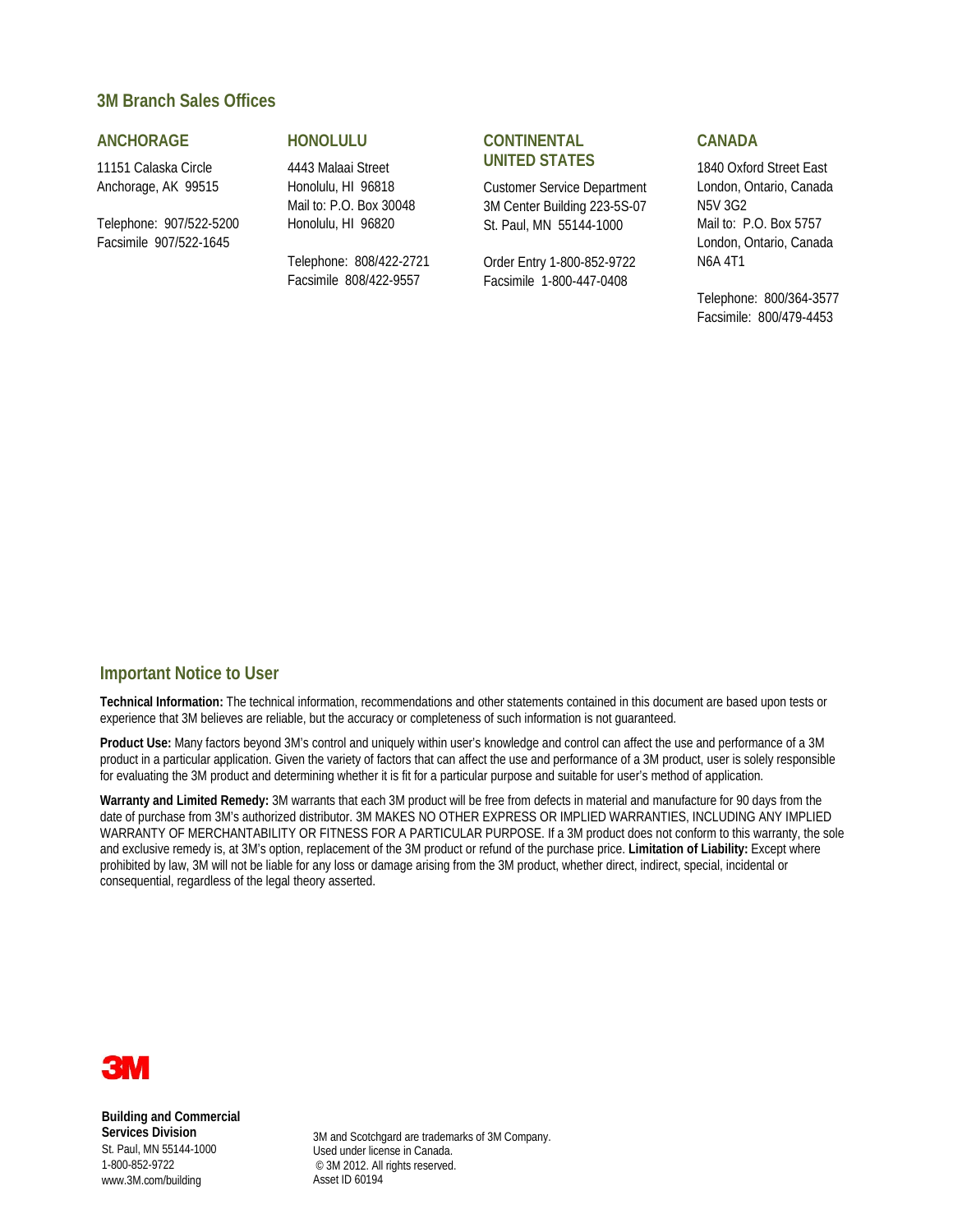## 3M Branch Sales Offices

### ANCHORAGE

11151 Calaska Circle
Anchorage, AK 99515

Telephone: 907/522-5200
Facsimile 907/522-1645

### HONOLULU

4443 Malaai Street
Honolulu, HI 96818
Mail to: P.O. Box 30048
Honolulu, HI 96820

Telephone: 808/422-2721
Facsimile 808/422-9557

### CONTINENTAL UNITED STATES

Customer Service Department
3M Center Building 223-5S-07
St. Paul, MN 55144-1000

Order Entry 1-800-852-9722
Facsimile 1-800-447-0408

### CANADA

1840 Oxford Street East
London, Ontario, Canada
N5V 3G2
Mail to: P.O. Box 5757
London, Ontario, Canada
N6A 4T1

Telephone: 800/364-3577
Facsimile: 800/479-4453

## Important Notice to User

**Technical Information:** The technical information, recommendations and other statements contained in this document are based upon tests or experience that 3M believes are reliable, but the accuracy or completeness of such information is not guaranteed.

**Product Use:** Many factors beyond 3M's control and uniquely within user's knowledge and control can affect the use and performance of a 3M product in a particular application. Given the variety of factors that can affect the use and performance of a 3M product, user is solely responsible for evaluating the 3M product and determining whether it is fit for a particular purpose and suitable for user's method of application.

**Warranty and Limited Remedy:** 3M warrants that each 3M product will be free from defects in material and manufacture for 90 days from the date of purchase from 3M's authorized distributor. 3M MAKES NO OTHER EXPRESS OR IMPLIED WARRANTIES, INCLUDING ANY IMPLIED WARRANTY OF MERCHANTABILITY OR FITNESS FOR A PARTICULAR PURPOSE. If a 3M product does not conform to this warranty, the sole and exclusive remedy is, at 3M's option, replacement of the 3M product or refund of the purchase price. **Limitation of Liability:** Except where prohibited by law, 3M will not be liable for any loss or damage arising from the 3M product, whether direct, indirect, special, incidental or consequential, regardless of the legal theory asserted.

3M

**Building and Commercial Services Division**
St. Paul, MN 55144-1000
1-800-852-9722
www.3M.com/building

3M and Scotchgard are trademarks of 3M Company.
Used under license in Canada.
© 3M 2012. All rights reserved.
Asset ID 60194